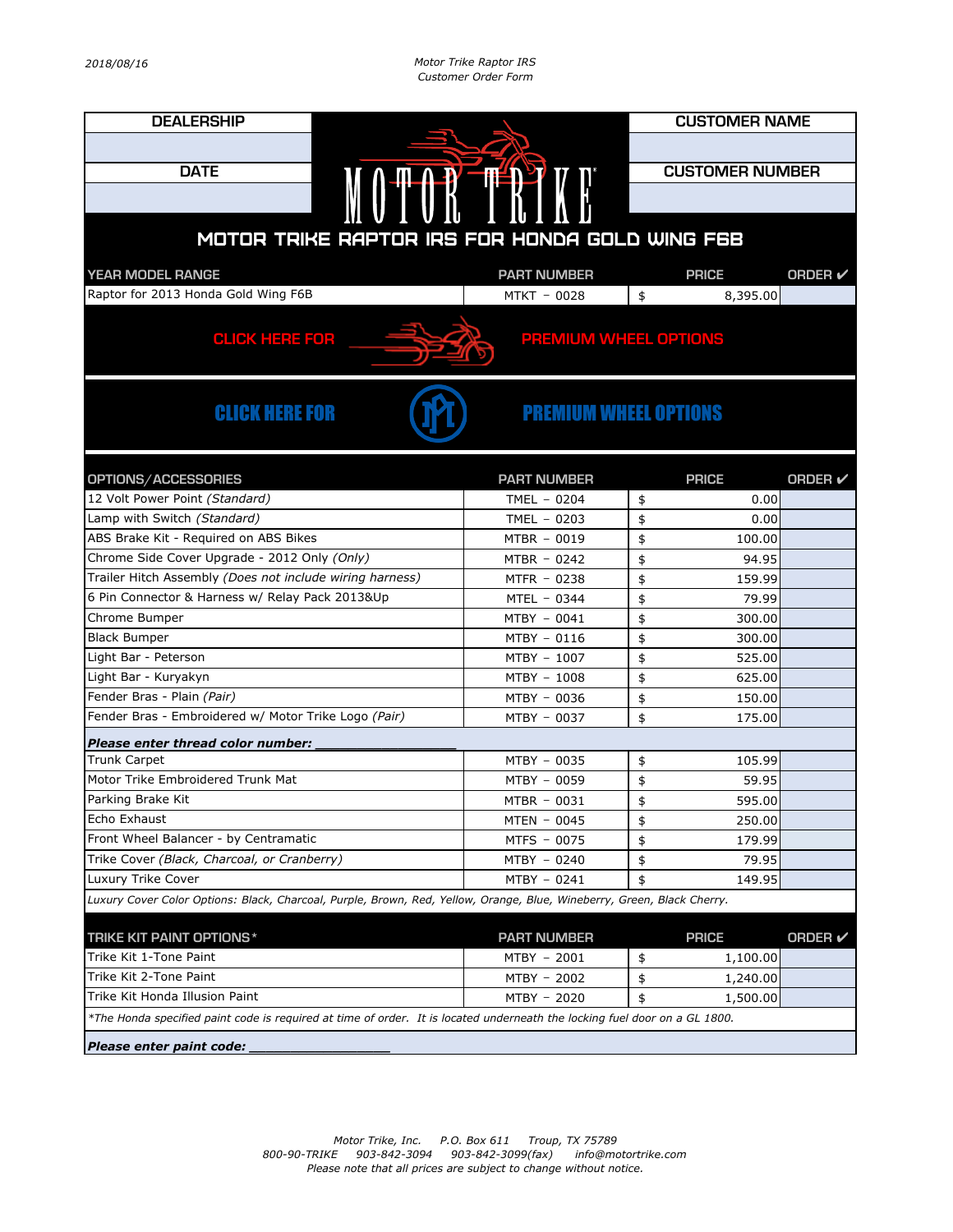2018/08/16

*Motor Trike Raptor IRS*
*Customer Order Form*

| DEALERSHIP | CUSTOMER NAME |
|---|---|
| | |
| **DATE** | **CUSTOMER NUMBER** |
| | |

# MOTOR TRIKE RAPTOR IRS FOR HONDA GOLD WING F6B

| YEAR MODEL RANGE | PART NUMBER | PRICE | ORDER ✔ |
|---|---|---|---|
| Raptor for 2013 Honda Gold Wing F6B | MTKT - 0028 | $ 8,395.00 | |

**CLICK HERE FOR PREMIUM WHEEL OPTIONS**

**CLICK HERE FOR PREMIUM WHEEL OPTIONS**

| OPTIONS/ACCESSORIES | PART NUMBER | PRICE | ORDER ✔ |
|---|---|---|---|
| 12 Volt Power Point *(Standard)* | TMEL - 0204 | $ 0.00 | |
| Lamp with Switch *(Standard)* | TMEL - 0203 | $ 0.00 | |
| ABS Brake Kit - Required on ABS Bikes | MTBR - 0019 | $ 100.00 | |
| Chrome Side Cover Upgrade - 2012 Only *(Only)* | MTBR - 0242 | $ 94.95 | |
| Trailer Hitch Assembly *(Does not include wiring harness)* | MTFR - 0238 | $ 159.99 | |
| 6 Pin Connector & Harness w/ Relay Pack 2013&Up | MTEL - 0344 | $ 79.99 | |
| Chrome Bumper | MTBY - 0041 | $ 300.00 | |
| Black Bumper | MTBY - 0116 | $ 300.00 | |
| Light Bar - Peterson | MTBY - 1007 | $ 525.00 | |
| Light Bar - Kuryakyn | MTBY - 1008 | $ 625.00 | |
| Fender Bras - Plain *(Pair)* | MTBY - 0036 | $ 150.00 | |
| Fender Bras - Embroidered w/ Motor Trike Logo *(Pair)* | MTBY - 0037 | $ 175.00 | |
| ***Please enter thread color number: ________________*** | | | |
| Trunk Carpet | MTBY - 0035 | $ 105.99 | |
| Motor Trike Embroidered Trunk Mat | MTBY - 0059 | $ 59.95 | |
| Parking Brake Kit | MTBR - 0031 | $ 595.00 | |
| Echo Exhaust | MTEN - 0045 | $ 250.00 | |
| Front Wheel Balancer - by Centramatic | MTFS - 0075 | $ 179.99 | |
| Trike Cover *(Black, Charcoal, or Cranberry)* | MTBY - 0240 | $ 79.95 | |
| Luxury Trike Cover | MTBY - 0241 | $ 149.95 | |

*Luxury Cover Color Options: Black, Charcoal, Purple, Brown, Red, Yellow, Orange, Blue, Wineberry, Green, Black Cherry.*

| TRIKE KIT PAINT OPTIONS* | PART NUMBER | PRICE | ORDER ✔ |
|---|---|---|---|
| Trike Kit 1-Tone Paint | MTBY - 2001 | $ 1,100.00 | |
| Trike Kit 2-Tone Paint | MTBY - 2002 | $ 1,240.00 | |
| Trike Kit Honda Illusion Paint | MTBY - 2020 | $ 1,500.00 | |

*\*The Honda specified paint code is required at time of order. It is located underneath the locking fuel door on a GL 1800.*

***Please enter paint code: ________________***

*Motor Trike, Inc. P.O. Box 611 Troup, TX 75789*
*800-90-TRIKE 903-842-3094 903-842-3099(fax) info@motortrike.com*
*Please note that all prices are subject to change without notice.*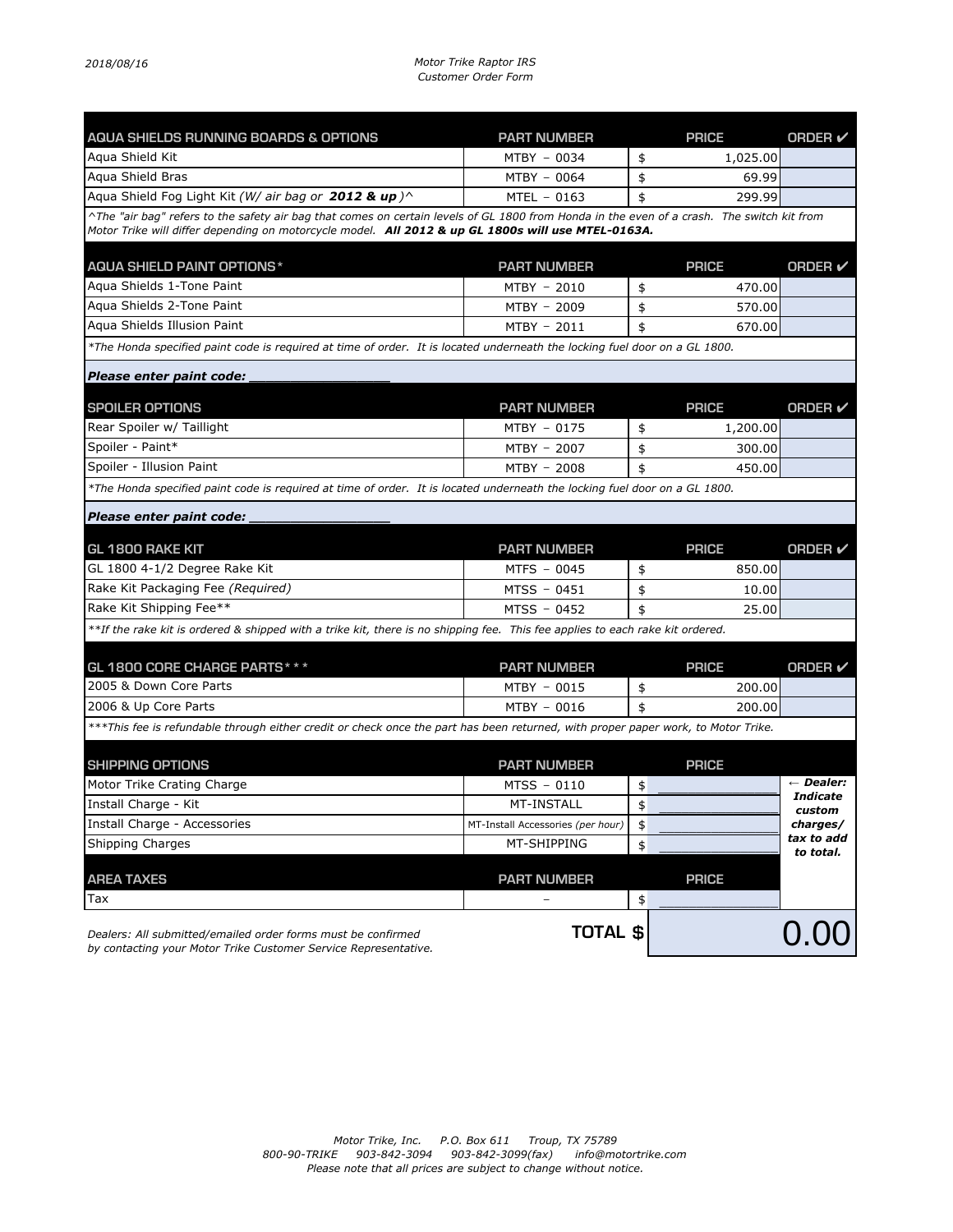2018/08/16

*Motor Trike Raptor IRS*
*Customer Order Form*

| AQUA SHIELDS RUNNING BOARDS & OPTIONS | PART NUMBER | PRICE | ORDER ✔ |
|---|---|---|---|
| Aqua Shield Kit | MTBY – 0034 | $ 1,025.00 | |
| Aqua Shield Bras | MTBY – 0064 | $ 69.99 | |
| Aqua Shield Fog Light Kit *(W/ air bag or* ***2012 & up*** *)^* | MTEL – 0163 | $ 299.99 | |

*^The "air bag" refers to the safety air bag that comes on certain levels of GL 1800 from Honda in the even of a crash. The switch kit from Motor Trike will differ depending on motorcycle model.* ***All 2012 & up GL 1800s will use MTEL-0163A.***

| AQUA SHIELD PAINT OPTIONS* | PART NUMBER | PRICE | ORDER ✔ |
|---|---|---|---|
| Aqua Shields 1-Tone Paint | MTBY – 2010 | $ 470.00 | |
| Aqua Shields 2-Tone Paint | MTBY – 2009 | $ 570.00 | |
| Aqua Shields Illusion Paint | MTBY – 2011 | $ 670.00 | |

*\*The Honda specified paint code is required at time of order. It is located underneath the locking fuel door on a GL 1800.*

***Please enter paint code: ___________________***

| SPOILER OPTIONS | PART NUMBER | PRICE | ORDER ✔ |
|---|---|---|---|
| Rear Spoiler w/ Taillight | MTBY – 0175 | $ 1,200.00 | |
| Spoiler - Paint* | MTBY – 2007 | $ 300.00 | |
| Spoiler - Illusion Paint | MTBY – 2008 | $ 450.00 | |

*\*The Honda specified paint code is required at time of order. It is located underneath the locking fuel door on a GL 1800.*

***Please enter paint code: ___________________***

| GL 1800 RAKE KIT | PART NUMBER | PRICE | ORDER ✔ |
|---|---|---|---|
| GL 1800 4-1/2 Degree Rake Kit | MTFS – 0045 | $ 850.00 | |
| Rake Kit Packaging Fee *(Required)* | MTSS – 0451 | $ 10.00 | |
| Rake Kit Shipping Fee** | MTSS – 0452 | $ 25.00 | |

*\*\*If the rake kit is ordered & shipped with a trike kit, there is no shipping fee. This fee applies to each rake kit ordered.*

| GL 1800 CORE CHARGE PARTS*** | PART NUMBER | PRICE | ORDER ✔ |
|---|---|---|---|
| 2005 & Down Core Parts | MTBY – 0015 | $ 200.00 | |
| 2006 & Up Core Parts | MTBY – 0016 | $ 200.00 | |

*\*\*\*This fee is refundable through either credit or check once the part has been returned, with proper paper work, to Motor Trike.*

| SHIPPING OPTIONS | PART NUMBER | PRICE | |
|---|---|---|---|
| Motor Trike Crating Charge | MTSS – 0110 | $ ___________ | ***← Dealer: Indicate custom charges/ tax to add to total.*** |
| Install Charge - Kit | MT-INSTALL | $ ___________ | |
| Install Charge - Accessories | MT-Install Accessories *(per hour)* | $ ___________ | |
| Shipping Charges | MT-SHIPPING | $ ___________ | |

| AREA TAXES | PART NUMBER | PRICE |
|---|---|---|
| Tax | – | $ ___________ |

**TOTAL $** 0.00

*Dealers: All submitted/emailed order forms must be confirmed by contacting your Motor Trike Customer Service Representative.*

*Motor Trike, Inc. P.O. Box 611 Troup, TX 75789*
*800-90-TRIKE 903-842-3094 903-842-3099(fax) info@motortrike.com*
*Please note that all prices are subject to change without notice.*